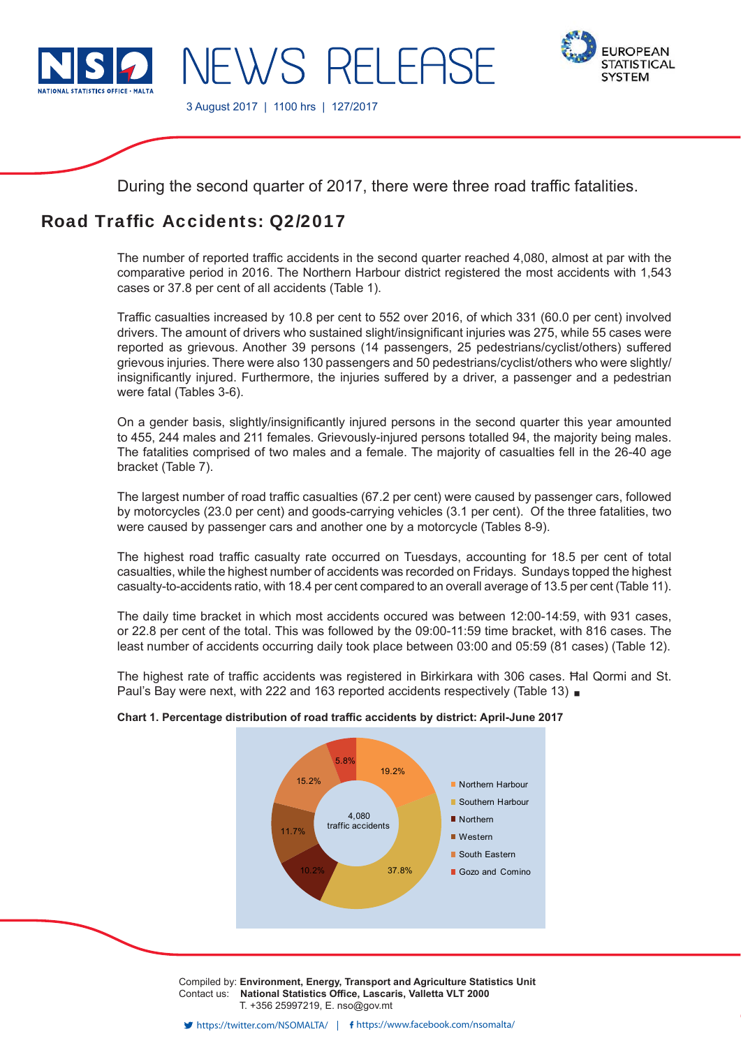# NEWS RELEASE

3 August 2017 | 1100 hrs | 127/2017

During the second quarter of 2017, there were three road traffic fatalities.

## Road Traffic Accidents: Q2/2017

The number of reported traffic accidents in the second quarter reached 4,080, almost at par with the comparative period in 2016. The Northern Harbour district registered the most accidents with 1,543 cases or 37.8 per cent of all accidents (Table 1).

Traffic casualties increased by 10.8 per cent to 552 over 2016, of which 331 (60.0 per cent) involved drivers. The amount of drivers who sustained slight/insignificant injuries was 275, while 55 cases were reported as grievous. Another 39 persons (14 passengers, 25 pedestrians/cyclist/others) suffered grievous injuries. There were also 130 passengers and 50 pedestrians/cyclist/others who were slightly/ insignificantly injured. Furthermore, the injuries suffered by a driver, a passenger and a pedestrian were fatal (Tables 3-6).

On a gender basis, slightly/insignificantly injured persons in the second quarter this year amounted to 455, 244 males and 211 females. Grievously-injured persons totalled 94, the majority being males. The fatalities comprised of two males and a female. The majority of casualties fell in the 26-40 age bracket (Table 7).

The largest number of road traffic casualties (67.2 per cent) were caused by passenger cars, followed by motorcycles (23.0 per cent) and goods-carrying vehicles (3.1 per cent). Of the three fatalities, two were caused by passenger cars and another one by a motorcycle (Tables 8-9).

The highest road traffic casualty rate occurred on Tuesdays, accounting for 18.5 per cent of total casualties, while the highest number of accidents was recorded on Fridays. Sundays topped the highest casualty-to-accidents ratio, with 18.4 per cent compared to an overall average of 13.5 per cent (Table 11).

The daily time bracket in which most accidents occured was between 12:00-14:59, with 931 cases, or 22.8 per cent of the total. This was followed by the 09:00-11:59 time bracket, with 816 cases. The least number of accidents occurring daily took place between 03:00 and 05:59 (81 cases) (Table 12).

The highest rate of traffic accidents was registered in Birkirkara with 306 cases. Ħal Qormi and St. Paul's Bay were next, with 222 and 163 reported accidents respectively (Table 13) ■

**Chart 1. Percentage distribution of road traffic accidents by district: April-June 2017**

| District | Percentage |
|---|---|
| Northern Harbour | 37.8% |
| Southern Harbour | 19.2% |
| Northern | 15.2% |
| Western | 11.7% |
| South Eastern | 10.2% |
| Gozo and Comino | 5.8% |

4,080 traffic accidents

Compiled by: **Environment, Energy, Transport and Agriculture Statistics Unit**
Contact us: **National Statistics Office, Lascaris, Valletta VLT 2000**
T. +356 25997219, E. nso@gov.mt

https://twitter.com/NSOMALTA/ | https://www.facebook.com/nsomalta/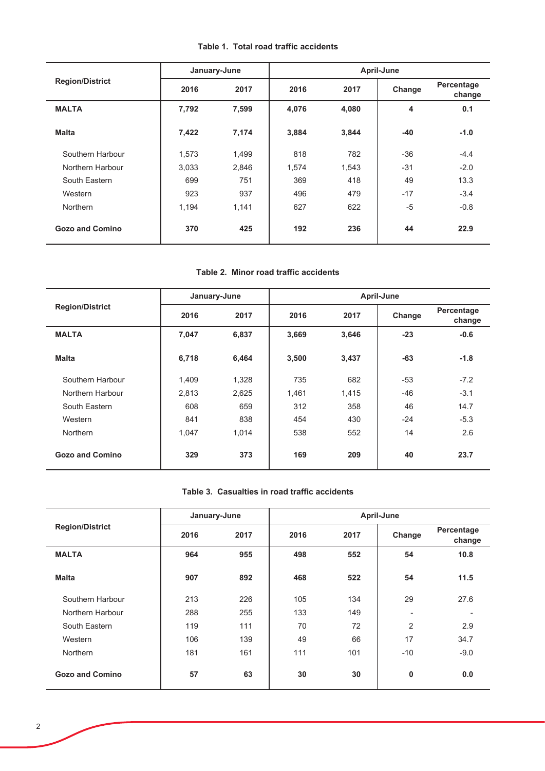**Table 1. Total road traffic accidents**

| Region/District | January-June | | April-June | | | |
|---|---|---|---|---|---|---|
| | 2016 | 2017 | 2016 | 2017 | Change | Percentage change |
| **MALTA** | **7,792** | **7,599** | **4,076** | **4,080** | **4** | **0.1** |
| **Malta** | **7,422** | **7,174** | **3,884** | **3,844** | **-40** | **-1.0** |
| Southern Harbour | 1,573 | 1,499 | 818 | 782 | -36 | -4.4 |
| Northern Harbour | 3,033 | 2,846 | 1,574 | 1,543 | -31 | -2.0 |
| South Eastern | 699 | 751 | 369 | 418 | 49 | 13.3 |
| Western | 923 | 937 | 496 | 479 | -17 | -3.4 |
| Northern | 1,194 | 1,141 | 627 | 622 | -5 | -0.8 |
| **Gozo and Comino** | **370** | **425** | **192** | **236** | **44** | **22.9** |

**Table 2. Minor road traffic accidents**

| Region/District | January-June | | April-June | | | |
|---|---|---|---|---|---|---|
| | 2016 | 2017 | 2016 | 2017 | Change | Percentage change |
| **MALTA** | **7,047** | **6,837** | **3,669** | **3,646** | **-23** | **-0.6** |
| **Malta** | **6,718** | **6,464** | **3,500** | **3,437** | **-63** | **-1.8** |
| Southern Harbour | 1,409 | 1,328 | 735 | 682 | -53 | -7.2 |
| Northern Harbour | 2,813 | 2,625 | 1,461 | 1,415 | -46 | -3.1 |
| South Eastern | 608 | 659 | 312 | 358 | 46 | 14.7 |
| Western | 841 | 838 | 454 | 430 | -24 | -5.3 |
| Northern | 1,047 | 1,014 | 538 | 552 | 14 | 2.6 |
| **Gozo and Comino** | **329** | **373** | **169** | **209** | **40** | **23.7** |

**Table 3. Casualties in road traffic accidents**

| Region/District | January-June | | April-June | | | |
|---|---|---|---|---|---|---|
| | 2016 | 2017 | 2016 | 2017 | Change | Percentage change |
| **MALTA** | **964** | **955** | **498** | **552** | **54** | **10.8** |
| **Malta** | **907** | **892** | **468** | **522** | **54** | **11.5** |
| Southern Harbour | 213 | 226 | 105 | 134 | 29 | 27.6 |
| Northern Harbour | 288 | 255 | 133 | 149 | - | - |
| South Eastern | 119 | 111 | 70 | 72 | 2 | 2.9 |
| Western | 106 | 139 | 49 | 66 | 17 | 34.7 |
| Northern | 181 | 161 | 111 | 101 | -10 | -9.0 |
| **Gozo and Comino** | **57** | **63** | **30** | **30** | **0** | **0.0** |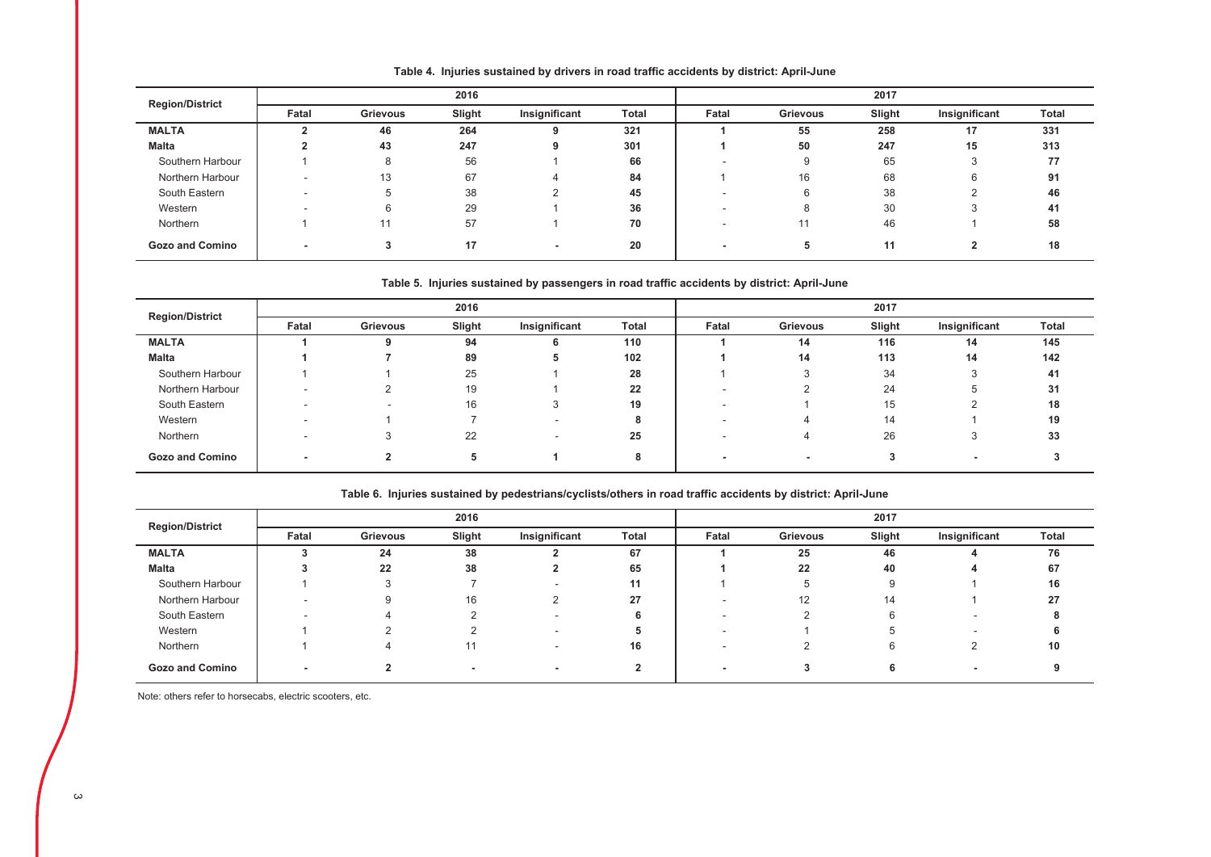**Table 4. Injuries sustained by drivers in road traffic accidents by district: April-June**

| Region/District | 2016 | | | | | 2017 | | | | |
|---|---|---|---|---|---|---|---|---|---|---|
| | Fatal | Grievous | Slight | Insignificant | Total | Fatal | Grievous | Slight | Insignificant | Total |
| **MALTA** | **2** | **46** | **264** | **9** | **321** | **1** | **55** | **258** | **17** | **331** |
| **Malta** | **2** | **43** | **247** | **9** | **301** | **1** | **50** | **247** | **15** | **313** |
| Southern Harbour | 1 | 8 | 56 | 1 | **66** | - | 9 | 65 | 3 | **77** |
| Northern Harbour | - | 13 | 67 | 4 | **84** | 1 | 16 | 68 | 6 | **91** |
| South Eastern | - | 5 | 38 | 2 | **45** | - | 6 | 38 | 2 | **46** |
| Western | - | 6 | 29 | 1 | **36** | - | 8 | 30 | 3 | **41** |
| Northern | 1 | 11 | 57 | 1 | **70** | - | 11 | 46 | 1 | **58** |
| **Gozo and Comino** | **-** | **3** | **17** | **-** | **20** | **-** | **5** | **11** | **2** | **18** |

**Table 5. Injuries sustained by passengers in road traffic accidents by district: April-June**

| Region/District | 2016 | | | | | 2017 | | | | |
|---|---|---|---|---|---|---|---|---|---|---|
| | Fatal | Grievous | Slight | Insignificant | Total | Fatal | Grievous | Slight | Insignificant | Total |
| **MALTA** | **1** | **9** | **94** | **6** | **110** | **1** | **14** | **116** | **14** | **145** |
| **Malta** | **1** | **7** | **89** | **5** | **102** | **1** | **14** | **113** | **14** | **142** |
| Southern Harbour | 1 | 1 | 25 | 1 | **28** | 1 | 3 | 34 | 3 | **41** |
| Northern Harbour | - | 2 | 19 | 1 | **22** | - | 2 | 24 | 5 | **31** |
| South Eastern | - | - | 16 | 3 | **19** | - | 1 | 15 | 2 | **18** |
| Western | - | 1 | 7 | - | **8** | - | 4 | 14 | 1 | **19** |
| Northern | - | 3 | 22 | - | **25** | - | 4 | 26 | 3 | **33** |
| **Gozo and Comino** | **-** | **2** | **5** | **1** | **8** | **-** | **-** | **3** | **-** | **3** |

**Table 6. Injuries sustained by pedestrians/cyclists/others in road traffic accidents by district: April-June**

| Region/District | 2016 | | | | | 2017 | | | | |
|---|---|---|---|---|---|---|---|---|---|---|
| | Fatal | Grievous | Slight | Insignificant | Total | Fatal | Grievous | Slight | Insignificant | Total |
| **MALTA** | **3** | **24** | **38** | **2** | **67** | **1** | **25** | **46** | **4** | **76** |
| **Malta** | **3** | **22** | **38** | **2** | **65** | **1** | **22** | **40** | **4** | **67** |
| Southern Harbour | 1 | 3 | 7 | - | **11** | 1 | 5 | 9 | 1 | **16** |
| Northern Harbour | - | 9 | 16 | 2 | **27** | - | 12 | 14 | 1 | **27** |
| South Eastern | - | 4 | 2 | - | **6** | - | 2 | 6 | - | **8** |
| Western | 1 | 2 | 2 | - | **5** | - | 1 | 5 | - | **6** |
| Northern | 1 | 4 | 11 | - | **16** | - | 2 | 6 | 2 | **10** |
| **Gozo and Comino** | **-** | **2** | **-** | **-** | **2** | **-** | **3** | **6** | **-** | **9** |

Note: others refer to horsecabs, electric scooters, etc.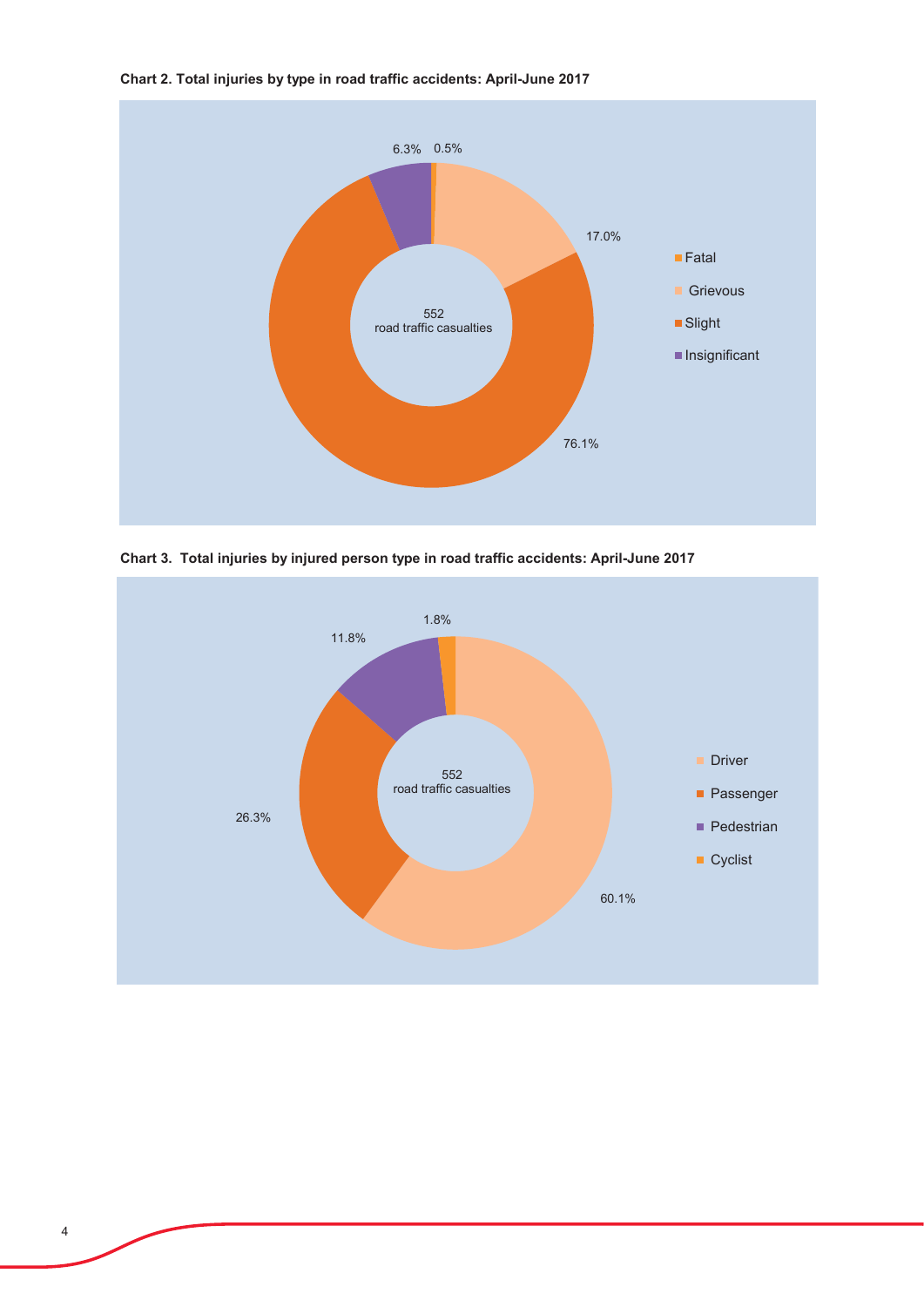**Chart 2. Total injuries by type in road traffic accidents: April-June 2017**

552 road traffic casualties

| Injury type | Share |
|---|---|
| Fatal | 0.5% |
| Grievous | 17.0% |
| Slight | 76.1% |
| Insignificant | 6.3% |

**Chart 3. Total injuries by injured person type in road traffic accidents: April-June 2017**

552 road traffic casualties

| Injured person type | Share |
|---|---|
| Driver | 60.1% |
| Passenger | 26.3% |
| Pedestrian | 11.8% |
| Cyclist | 1.8% |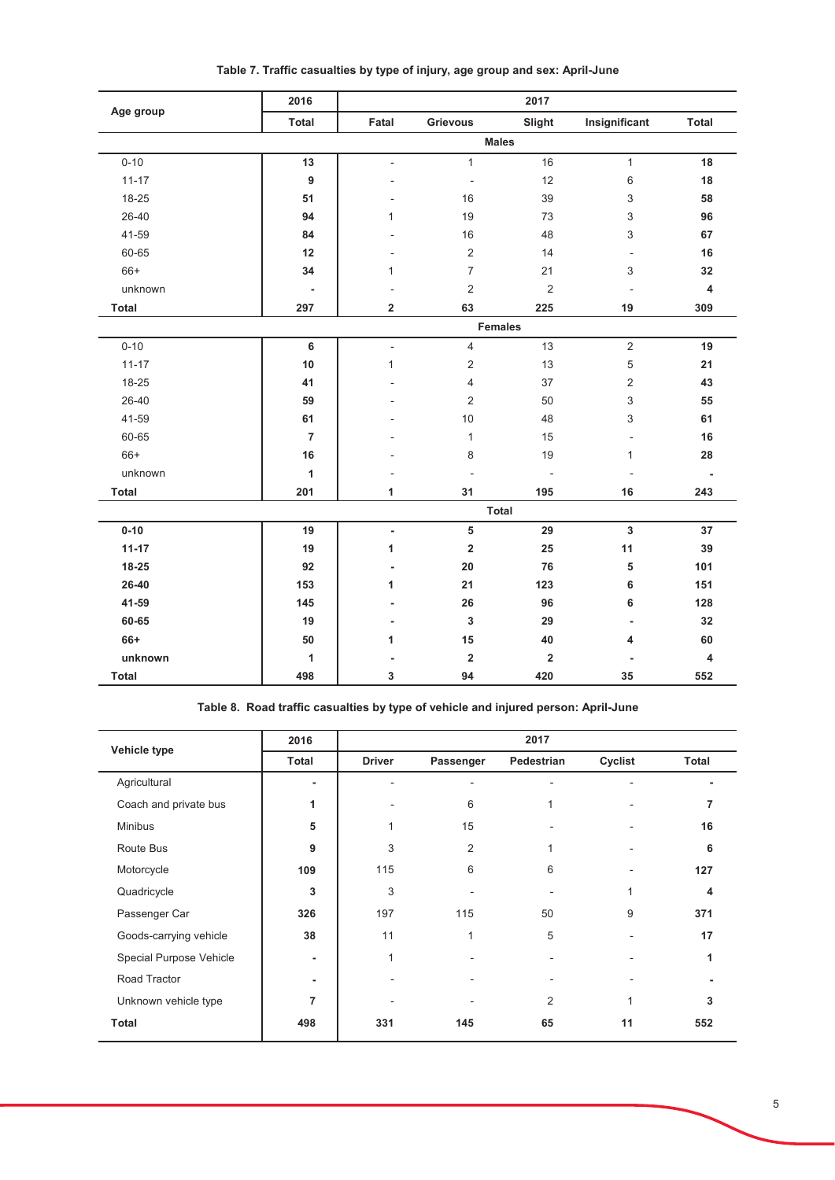**Table 7. Traffic casualties by type of injury, age group and sex: April-June**

| Age group | 2016 | 2017 | | | | |
|---|---|---|---|---|---|---|
| | Total | Fatal | Grievous | Slight | Insignificant | Total |
| **Males** | | | | | | |
| 0-10 | **13** | - | 1 | 16 | 1 | **18** |
| 11-17 | **9** | - | - | 12 | 6 | **18** |
| 18-25 | **51** | - | 16 | 39 | 3 | **58** |
| 26-40 | **94** | 1 | 19 | 73 | 3 | **96** |
| 41-59 | **84** | - | 16 | 48 | 3 | **67** |
| 60-65 | **12** | - | 2 | 14 | - | **16** |
| 66+ | **34** | 1 | 7 | 21 | 3 | **32** |
| unknown | **-** | - | 2 | 2 | - | **4** |
| **Total** | **297** | **2** | **63** | **225** | **19** | **309** |
| **Females** | | | | | | |
| 0-10 | **6** | - | 4 | 13 | 2 | **19** |
| 11-17 | **10** | 1 | 2 | 13 | 5 | **21** |
| 18-25 | **41** | - | 4 | 37 | 2 | **43** |
| 26-40 | **59** | - | 2 | 50 | 3 | **55** |
| 41-59 | **61** | - | 10 | 48 | 3 | **61** |
| 60-65 | **7** | - | 1 | 15 | - | **16** |
| 66+ | **16** | - | 8 | 19 | 1 | **28** |
| unknown | **1** | - | - | - | - | **-** |
| **Total** | **201** | **1** | **31** | **195** | **16** | **243** |
| **Total** | | | | | | |
| **0-10** | **19** | **-** | **5** | **29** | **3** | **37** |
| **11-17** | **19** | **1** | **2** | **25** | **11** | **39** |
| **18-25** | **92** | **-** | **20** | **76** | **5** | **101** |
| **26-40** | **153** | **1** | **21** | **123** | **6** | **151** |
| **41-59** | **145** | **-** | **26** | **96** | **6** | **128** |
| **60-65** | **19** | **-** | **3** | **29** | **-** | **32** |
| **66+** | **50** | **1** | **15** | **40** | **4** | **60** |
| **unknown** | **1** | **-** | **2** | **2** | **-** | **4** |
| **Total** | **498** | **3** | **94** | **420** | **35** | **552** |

**Table 8. Road traffic casualties by type of vehicle and injured person: April-June**

| Vehicle type | 2016 | 2017 | | | | |
|---|---|---|---|---|---|---|
| | Total | Driver | Passenger | Pedestrian | Cyclist | Total |
| Agricultural | **-** | - | - | - | - | **-** |
| Coach and private bus | **1** | - | 6 | 1 | - | **7** |
| Minibus | **5** | 1 | 15 | - | - | **16** |
| Route Bus | **9** | 3 | 2 | 1 | - | **6** |
| Motorcycle | **109** | 115 | 6 | 6 | - | **127** |
| Quadricycle | **3** | 3 | - | - | 1 | **4** |
| Passenger Car | **326** | 197 | 115 | 50 | 9 | **371** |
| Goods-carrying vehicle | **38** | 11 | 1 | 5 | - | **17** |
| Special Purpose Vehicle | **-** | 1 | - | - | - | **1** |
| Road Tractor | **-** | - | - | - | - | **-** |
| Unknown vehicle type | **7** | - | - | 2 | 1 | **3** |
| **Total** | **498** | **331** | **145** | **65** | **11** | **552** |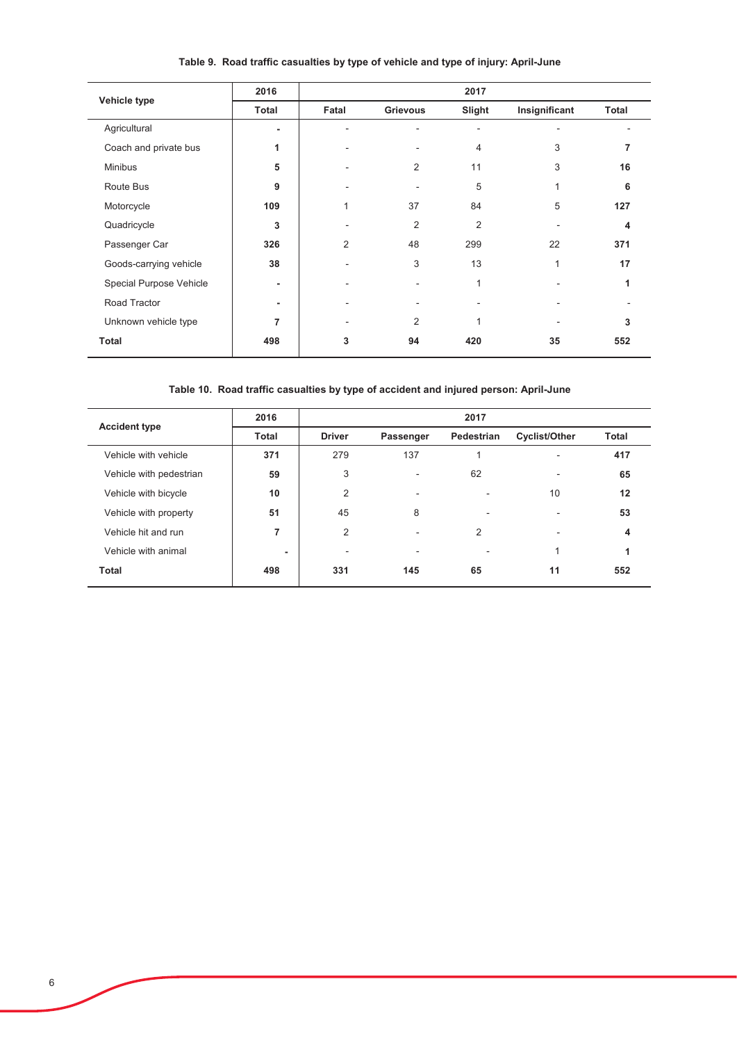**Table 9. Road traffic casualties by type of vehicle and type of injury: April-June**

| Vehicle type | 2016 | 2017 | | | | |
|---|---|---|---|---|---|---|
| | Total | Fatal | Grievous | Slight | Insignificant | Total |
| Agricultural | - | - | - | - | - | - |
| Coach and private bus | 1 | - | - | 4 | 3 | 7 |
| Minibus | 5 | - | 2 | 11 | 3 | 16 |
| Route Bus | 9 | - | - | 5 | 1 | 6 |
| Motorcycle | 109 | 1 | 37 | 84 | 5 | 127 |
| Quadricycle | 3 | - | 2 | 2 | - | 4 |
| Passenger Car | 326 | 2 | 48 | 299 | 22 | 371 |
| Goods-carrying vehicle | 38 | - | 3 | 13 | 1 | 17 |
| Special Purpose Vehicle | - | - | - | 1 | - | 1 |
| Road Tractor | - | - | - | - | - | - |
| Unknown vehicle type | 7 | - | 2 | 1 | - | 3 |
| **Total** | **498** | **3** | **94** | **420** | **35** | **552** |

**Table 10. Road traffic casualties by type of accident and injured person: April-June**

| Accident type | 2016 | 2017 | | | | |
|---|---|---|---|---|---|---|
| | Total | Driver | Passenger | Pedestrian | Cyclist/Other | Total |
| Vehicle with vehicle | 371 | 279 | 137 | 1 | - | 417 |
| Vehicle with pedestrian | 59 | 3 | - | 62 | - | 65 |
| Vehicle with bicycle | 10 | 2 | - | - | 10 | 12 |
| Vehicle with property | 51 | 45 | 8 | - | - | 53 |
| Vehicle hit and run | 7 | 2 | - | 2 | - | 4 |
| Vehicle with animal | - | - | - | - | 1 | 1 |
| **Total** | **498** | **331** | **145** | **65** | **11** | **552** |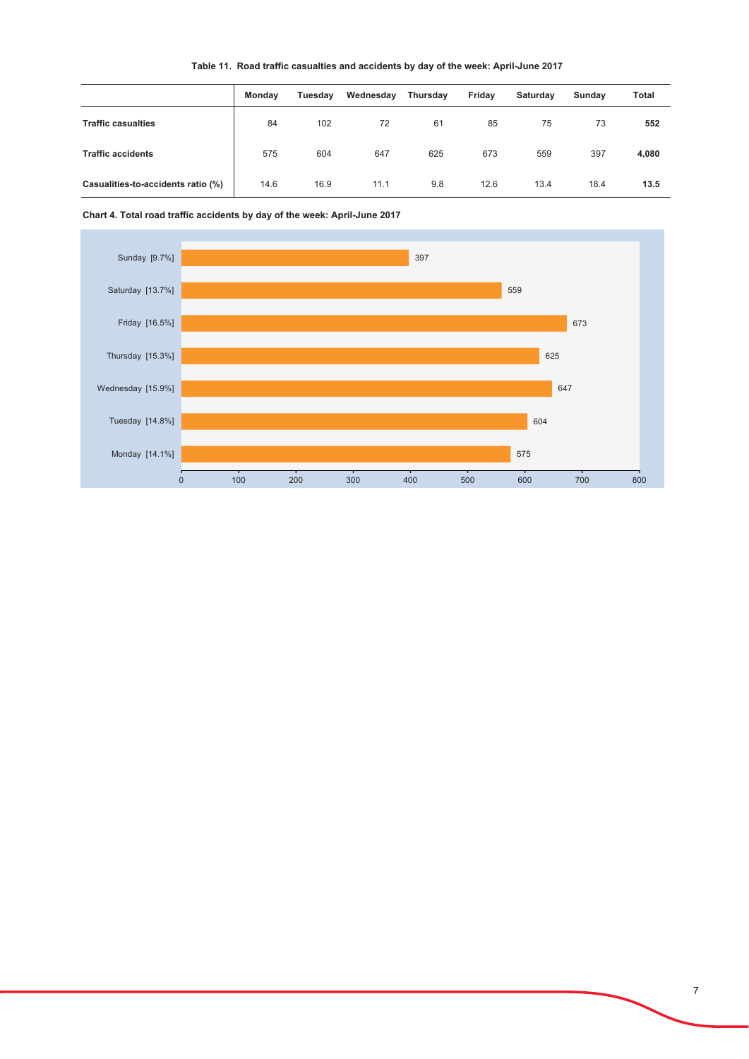**Table 11. Road traffic casualties and accidents by day of the week: April-June 2017**

| | Monday | Tuesday | Wednesday | Thursday | Friday | Saturday | Sunday | Total |
|---|---|---|---|---|---|---|---|---|
| **Traffic casualties** | 84 | 102 | 72 | 61 | 85 | 75 | 73 | **552** |
| **Traffic accidents** | 575 | 604 | 647 | 625 | 673 | 559 | 397 | **4,080** |
| **Casualities-to-accidents ratio (%)** | 14.6 | 16.9 | 11.1 | 9.8 | 12.6 | 13.4 | 18.4 | **13.5** |

**Chart 4. Total road traffic accidents by day of the week: April-June 2017**

| Day | Accidents |
|---|---|
| Sunday [9.7%] | 397 |
| Saturday [13.7%] | 559 |
| Friday [16.5%] | 673 |
| Thursday [15.3%] | 625 |
| Wednesday [15.9%] | 647 |
| Tuesday [14.8%] | 604 |
| Monday [14.1%] | 575 |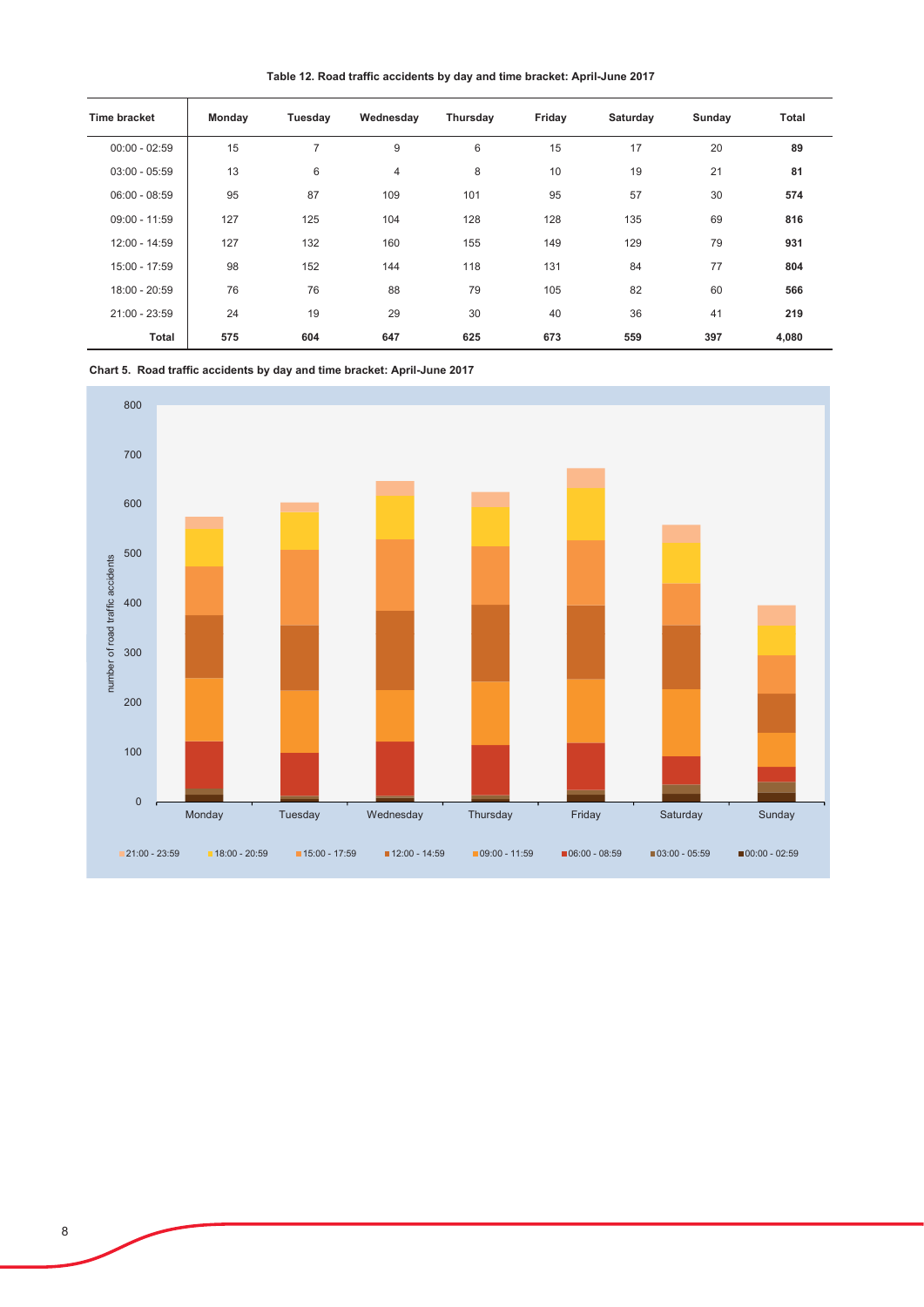**Table 12. Road traffic accidents by day and time bracket: April-June 2017**

| Time bracket | Monday | Tuesday | Wednesday | Thursday | Friday | Saturday | Sunday | Total |
|---|---|---|---|---|---|---|---|---|
| 00:00 - 02:59 | 15 | 7 | 9 | 6 | 15 | 17 | 20 | **89** |
| 03:00 - 05:59 | 13 | 6 | 4 | 8 | 10 | 19 | 21 | **81** |
| 06:00 - 08:59 | 95 | 87 | 109 | 101 | 95 | 57 | 30 | **574** |
| 09:00 - 11:59 | 127 | 125 | 104 | 128 | 128 | 135 | 69 | **816** |
| 12:00 - 14:59 | 127 | 132 | 160 | 155 | 149 | 129 | 79 | **931** |
| 15:00 - 17:59 | 98 | 152 | 144 | 118 | 131 | 84 | 77 | **804** |
| 18:00 - 20:59 | 76 | 76 | 88 | 79 | 105 | 82 | 60 | **566** |
| 21:00 - 23:59 | 24 | 19 | 29 | 30 | 40 | 36 | 41 | **219** |
| **Total** | **575** | **604** | **647** | **625** | **673** | **559** | **397** | **4,080** |

**Chart 5. Road traffic accidents by day and time bracket: April-June 2017**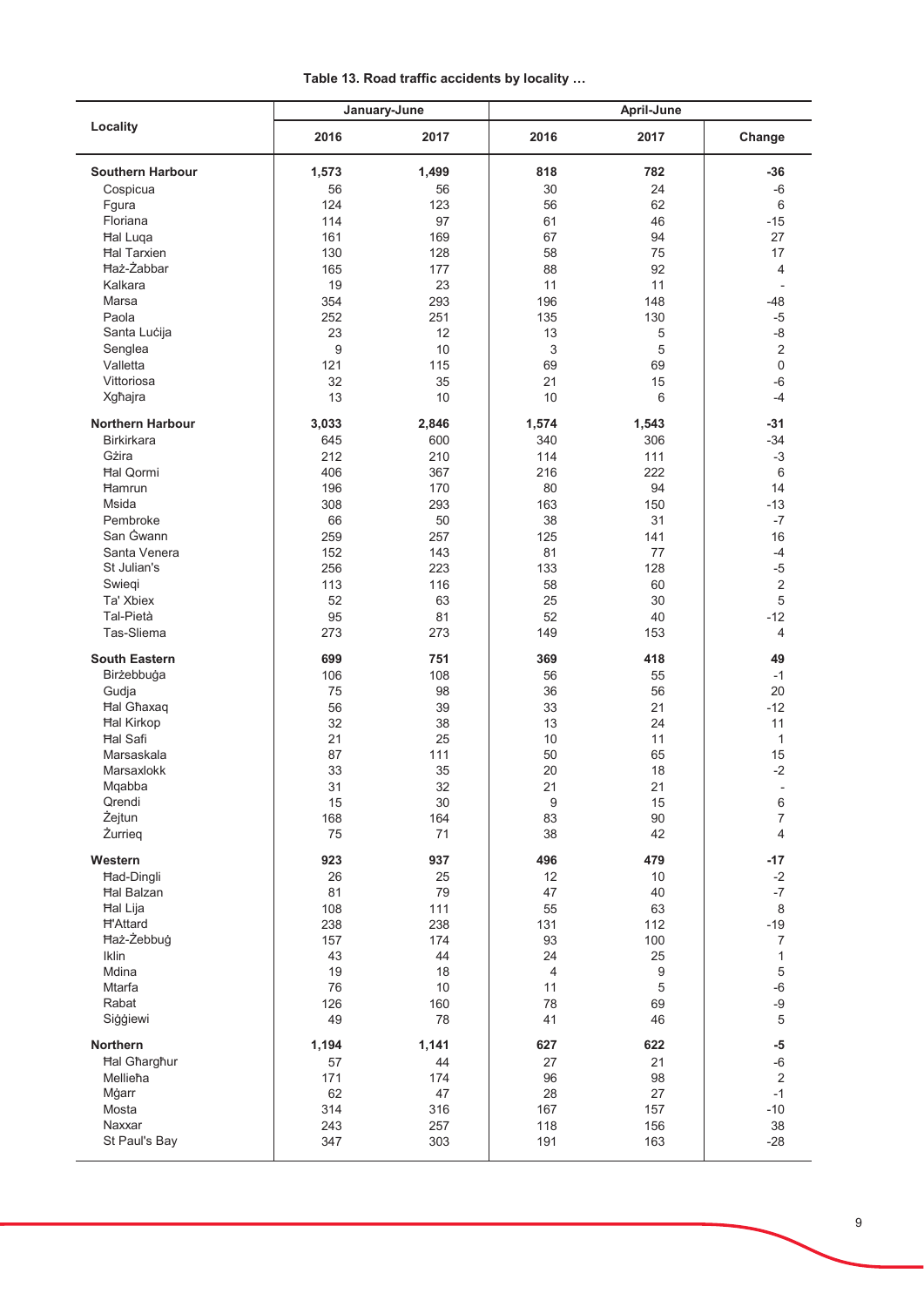**Table 13. Road traffic accidents by locality …**

| Locality | January-June | | April-June | | |
|---|---|---|---|---|---|
| | 2016 | 2017 | 2016 | 2017 | Change |
| **Southern Harbour** | **1,573** | **1,499** | **818** | **782** | **-36** |
| Cospicua | 56 | 56 | 30 | 24 | -6 |
| Fgura | 124 | 123 | 56 | 62 | 6 |
| Floriana | 114 | 97 | 61 | 46 | -15 |
| Ħal Luqa | 161 | 169 | 67 | 94 | 27 |
| Ħal Tarxien | 130 | 128 | 58 | 75 | 17 |
| Ħaż-Żabbar | 165 | 177 | 88 | 92 | 4 |
| Kalkara | 19 | 23 | 11 | 11 | - |
| Marsa | 354 | 293 | 196 | 148 | -48 |
| Paola | 252 | 251 | 135 | 130 | -5 |
| Santa Luċija | 23 | 12 | 13 | 5 | -8 |
| Senglea | 9 | 10 | 3 | 5 | 2 |
| Valletta | 121 | 115 | 69 | 69 | 0 |
| Vittoriosa | 32 | 35 | 21 | 15 | -6 |
| Xgħajra | 13 | 10 | 10 | 6 | -4 |
| **Northern Harbour** | **3,033** | **2,846** | **1,574** | **1,543** | **-31** |
| Birkirkara | 645 | 600 | 340 | 306 | -34 |
| Gżira | 212 | 210 | 114 | 111 | -3 |
| Ħal Qormi | 406 | 367 | 216 | 222 | 6 |
| Ħamrun | 196 | 170 | 80 | 94 | 14 |
| Msida | 308 | 293 | 163 | 150 | -13 |
| Pembroke | 66 | 50 | 38 | 31 | -7 |
| San Ġwann | 259 | 257 | 125 | 141 | 16 |
| Santa Venera | 152 | 143 | 81 | 77 | -4 |
| St Julian's | 256 | 223 | 133 | 128 | -5 |
| Swieqi | 113 | 116 | 58 | 60 | 2 |
| Ta' Xbiex | 52 | 63 | 25 | 30 | 5 |
| Tal-Pietà | 95 | 81 | 52 | 40 | -12 |
| Tas-Sliema | 273 | 273 | 149 | 153 | 4 |
| **South Eastern** | **699** | **751** | **369** | **418** | **49** |
| Birżebbuġa | 106 | 108 | 56 | 55 | -1 |
| Gudja | 75 | 98 | 36 | 56 | 20 |
| Ħal Għaxaq | 56 | 39 | 33 | 21 | -12 |
| Ħal Kirkop | 32 | 38 | 13 | 24 | 11 |
| Ħal Safi | 21 | 25 | 10 | 11 | 1 |
| Marsaskala | 87 | 111 | 50 | 65 | 15 |
| Marsaxlokk | 33 | 35 | 20 | 18 | -2 |
| Mqabba | 31 | 32 | 21 | 21 | - |
| Qrendi | 15 | 30 | 9 | 15 | 6 |
| Żejtun | 168 | 164 | 83 | 90 | 7 |
| Żurrieq | 75 | 71 | 38 | 42 | 4 |
| **Western** | **923** | **937** | **496** | **479** | **-17** |
| Ħad-Dingli | 26 | 25 | 12 | 10 | -2 |
| Ħal Balzan | 81 | 79 | 47 | 40 | -7 |
| Ħal Lija | 108 | 111 | 55 | 63 | 8 |
| Ħ'Attard | 238 | 238 | 131 | 112 | -19 |
| Ħaż-Żebbuġ | 157 | 174 | 93 | 100 | 7 |
| Iklin | 43 | 44 | 24 | 25 | 1 |
| Mdina | 19 | 18 | 4 | 9 | 5 |
| Mtarfa | 76 | 10 | 11 | 5 | -6 |
| Rabat | 126 | 160 | 78 | 69 | -9 |
| Siġġiewi | 49 | 78 | 41 | 46 | 5 |
| **Northern** | **1,194** | **1,141** | **627** | **622** | **-5** |
| Ħal Għargħur | 57 | 44 | 27 | 21 | -6 |
| Mellieħa | 171 | 174 | 96 | 98 | 2 |
| Mġarr | 62 | 47 | 28 | 27 | -1 |
| Mosta | 314 | 316 | 167 | 157 | -10 |
| Naxxar | 243 | 257 | 118 | 156 | 38 |
| St Paul's Bay | 347 | 303 | 191 | 163 | -28 |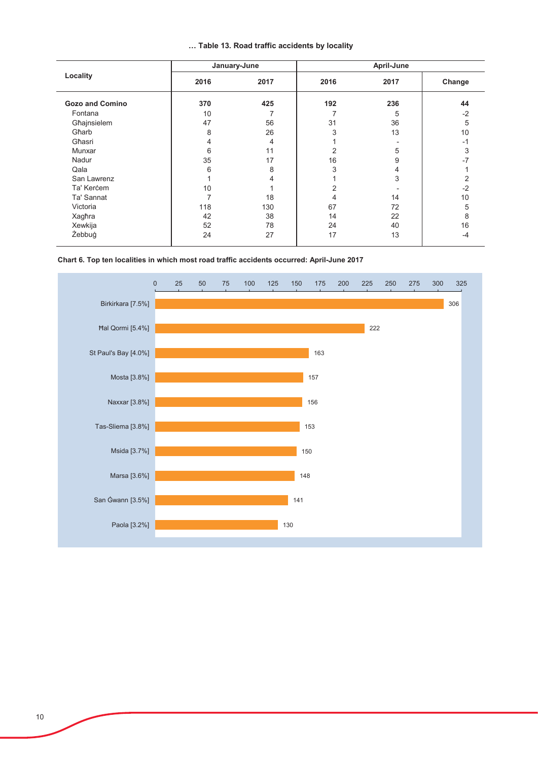**… Table 13. Road traffic accidents by locality**

| Locality | January-June | | April-June | | |
|---|---|---|---|---|---|
| | 2016 | 2017 | 2016 | 2017 | Change |
| **Gozo and Comino** | **370** | **425** | **192** | **236** | **44** |
| Fontana | 10 | 7 | 7 | 5 | -2 |
| Għajnsielem | 47 | 56 | 31 | 36 | 5 |
| Għarb | 8 | 26 | 3 | 13 | 10 |
| Għasri | 4 | 4 | 1 | - | -1 |
| Munxar | 6 | 11 | 2 | 5 | 3 |
| Nadur | 35 | 17 | 16 | 9 | -7 |
| Qala | 6 | 8 | 3 | 4 | 1 |
| San Lawrenz | 1 | 4 | 1 | 3 | 2 |
| Ta' Kerċem | 10 | 1 | 2 | - | -2 |
| Ta' Sannat | 7 | 18 | 4 | 14 | 10 |
| Victoria | 118 | 130 | 67 | 72 | 5 |
| Xagħra | 42 | 38 | 14 | 22 | 8 |
| Xewkija | 52 | 78 | 24 | 40 | 16 |
| Żebbuġ | 24 | 27 | 17 | 13 | -4 |

**Chart 6. Top ten localities in which most road traffic accidents occurred: April-June 2017**

| Locality | Accidents |
|---|---|
| Birkirkara [7.5%] | 306 |
| Ħal Qormi [5.4%] | 222 |
| St Paul's Bay [4.0%] | 163 |
| Mosta [3.8%] | 157 |
| Naxxar [3.8%] | 156 |
| Tas-Sliema [3.8%] | 153 |
| Msida [3.7%] | 150 |
| Marsa [3.6%] | 148 |
| San Ġwann [3.5%] | 141 |
| Paola [3.2%] | 130 |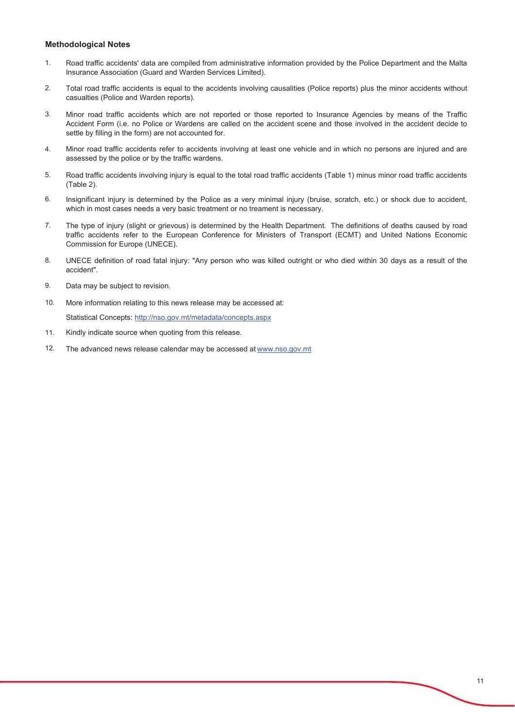#### Methodological Notes

1. Road traffic accidents' data are compiled from administrative information provided by the Police Department and the Malta Insurance Association (Guard and Warden Services Limited).

2. Total road traffic accidents is equal to the accidents involving causalities (Police reports) plus the minor accidents without casualties (Police and Warden reports).

3. Minor road traffic accidents which are not reported or those reported to Insurance Agencies by means of the Traffic Accident Form (i.e. no Police or Wardens are called on the accident scene and those involved in the accident decide to settle by filling in the form) are not accounted for.

4. Minor road traffic accidents refer to accidents involving at least one vehicle and in which no persons are injured and are assessed by the police or by the traffic wardens.

5. Road traffic accidents involving injury is equal to the total road traffic accidents (Table 1) minus minor road traffic accidents (Table 2).

6. Insignificant injury is determined by the Police as a very minimal injury (bruise, scratch, etc.) or shock due to accident, which in most cases needs a very basic treatment or no treament is necessary.

7. The type of injury (slight or grievous) is determined by the Health Department. The definitions of deaths caused by road traffic accidents refer to the European Conference for Ministers of Transport (ECMT) and United Nations Economic Commission for Europe (UNECE).

8. UNECE definition of road fatal injury: "Any person who was killed outright or who died within 30 days as a result of the accident".

9. Data may be subject to revision.

10. More information relating to this news release may be accessed at:

    Statistical Concepts: http://nso.gov.mt/metadata/concepts.aspx

11. Kindly indicate source when quoting from this release.

12. The advanced news release calendar may be accessed at www.nso.gov.mt